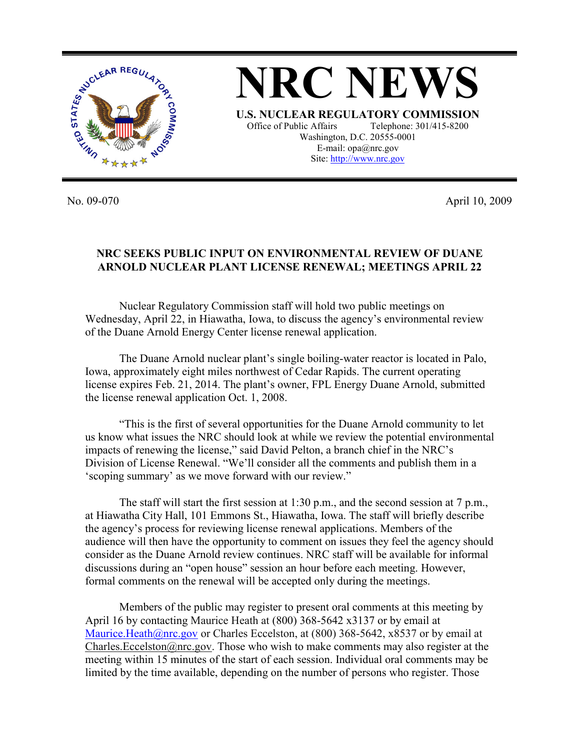# NRC NEWS

**U.S. NUCLEAR REGULATORY COMMISSION**

Office of Public Affairs Telephone: 301/415-8200
Washington, D.C. 20555-0001
E-mail: opa@nrc.gov
Site: http://www.nrc.gov

No. 09-070 April 10, 2009

**NRC SEEKS PUBLIC INPUT ON ENVIRONMENTAL REVIEW OF DUANE ARNOLD NUCLEAR PLANT LICENSE RENEWAL; MEETINGS APRIL 22**

Nuclear Regulatory Commission staff will hold two public meetings on Wednesday, April 22, in Hiawatha, Iowa, to discuss the agency's environmental review of the Duane Arnold Energy Center license renewal application.

The Duane Arnold nuclear plant's single boiling-water reactor is located in Palo, Iowa, approximately eight miles northwest of Cedar Rapids. The current operating license expires Feb. 21, 2014. The plant's owner, FPL Energy Duane Arnold, submitted the license renewal application Oct. 1, 2008.

"This is the first of several opportunities for the Duane Arnold community to let us know what issues the NRC should look at while we review the potential environmental impacts of renewing the license," said David Pelton, a branch chief in the NRC's Division of License Renewal. "We'll consider all the comments and publish them in a 'scoping summary' as we move forward with our review."

The staff will start the first session at 1:30 p.m., and the second session at 7 p.m., at Hiawatha City Hall, 101 Emmons St., Hiawatha, Iowa. The staff will briefly describe the agency's process for reviewing license renewal applications. Members of the audience will then have the opportunity to comment on issues they feel the agency should consider as the Duane Arnold review continues. NRC staff will be available for informal discussions during an "open house" session an hour before each meeting. However, formal comments on the renewal will be accepted only during the meetings.

Members of the public may register to present oral comments at this meeting by April 16 by contacting Maurice Heath at (800) 368-5642 x3137 or by email at Maurice.Heath@nrc.gov or Charles Eccelston, at (800) 368-5642, x8537 or by email at Charles.Eccelston@nrc.gov. Those who wish to make comments may also register at the meeting within 15 minutes of the start of each session. Individual oral comments may be limited by the time available, depending on the number of persons who register. Those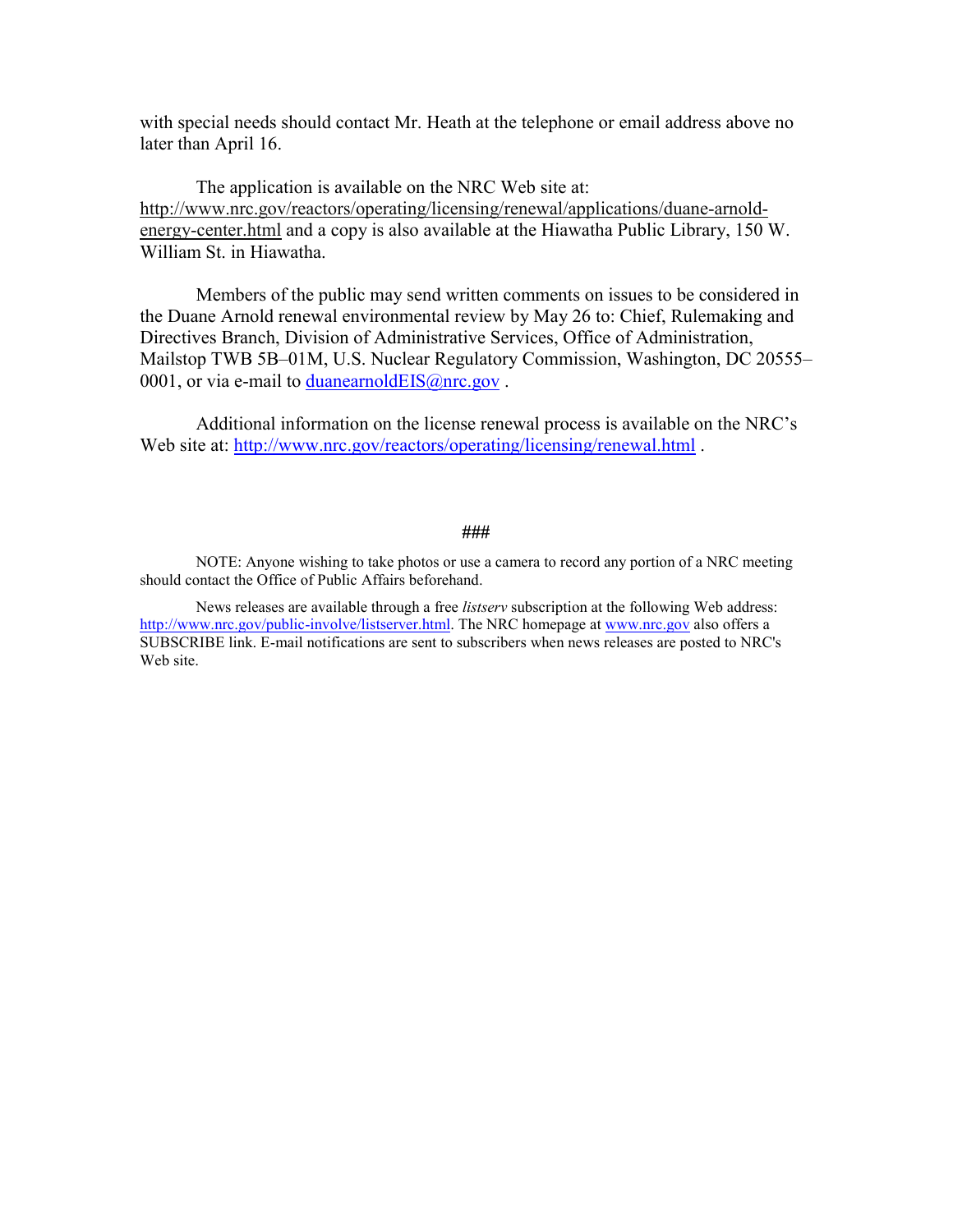with special needs should contact Mr. Heath at the telephone or email address above no later than April 16.

The application is available on the NRC Web site at: http://www.nrc.gov/reactors/operating/licensing/renewal/applications/duane-arnold-energy-center.html and a copy is also available at the Hiawatha Public Library, 150 W. William St. in Hiawatha.

Members of the public may send written comments on issues to be considered in the Duane Arnold renewal environmental review by May 26 to: Chief, Rulemaking and Directives Branch, Division of Administrative Services, Office of Administration, Mailstop TWB 5B–01M, U.S. Nuclear Regulatory Commission, Washington, DC 20555–0001, or via e-mail to duanearnoldEIS@nrc.gov .

Additional information on the license renewal process is available on the NRC's Web site at: http://www.nrc.gov/reactors/operating/licensing/renewal.html .

###

NOTE: Anyone wishing to take photos or use a camera to record any portion of a NRC meeting should contact the Office of Public Affairs beforehand.

News releases are available through a free *listserv* subscription at the following Web address: http://www.nrc.gov/public-involve/listserver.html. The NRC homepage at www.nrc.gov also offers a SUBSCRIBE link. E-mail notifications are sent to subscribers when news releases are posted to NRC's Web site.